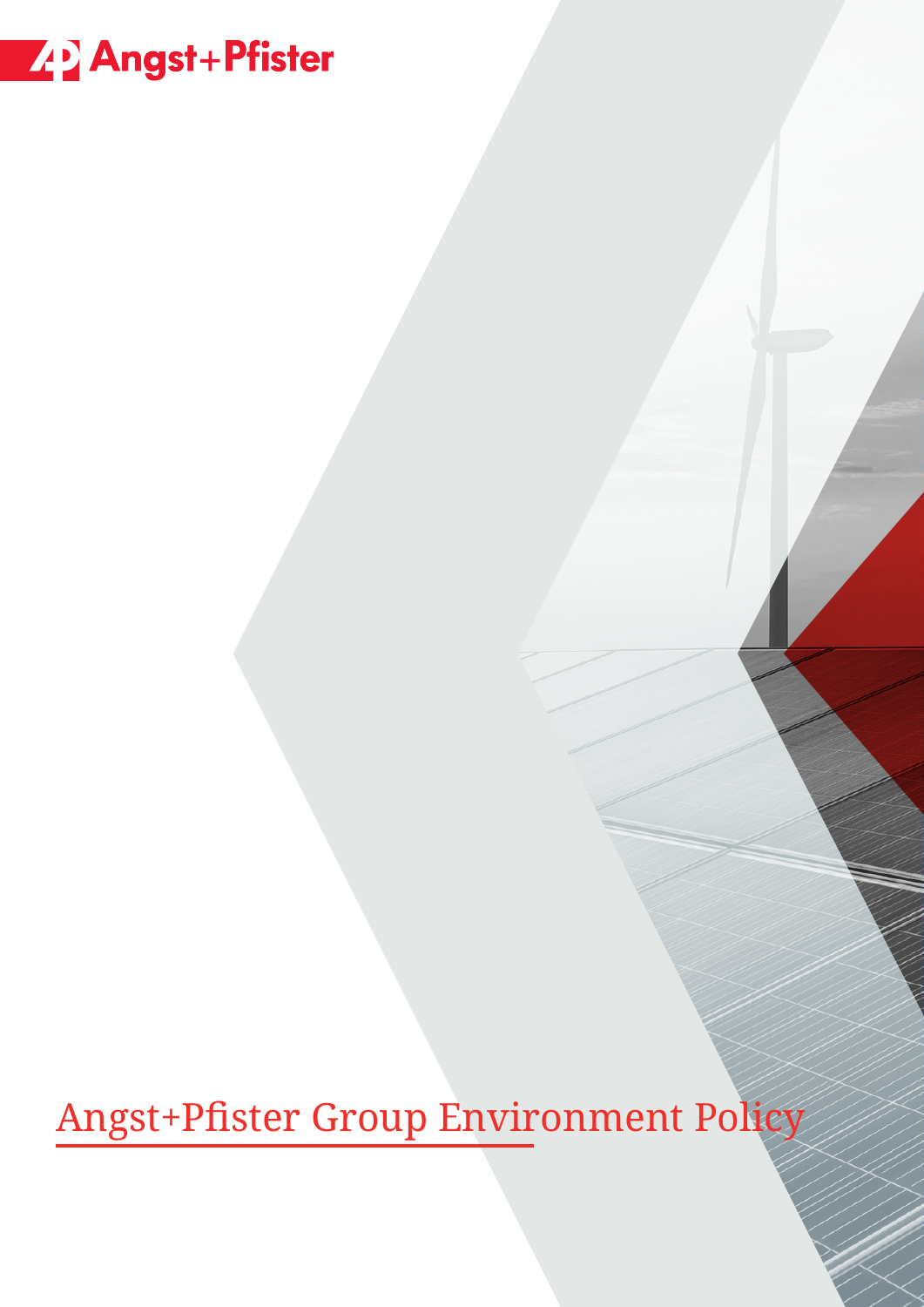Angst+Pfister

# Angst+Pfister Group Environment Policy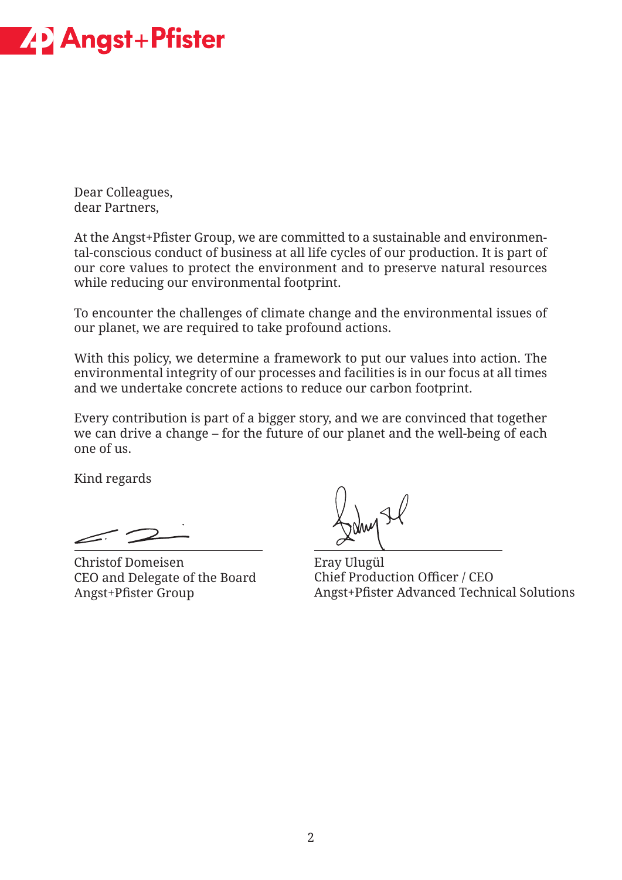Dear Colleagues,
dear Partners,

At the Angst+Pfister Group, we are committed to a sustainable and environmental-conscious conduct of business at all life cycles of our production. It is part of our core values to protect the environment and to preserve natural resources while reducing our environmental footprint.

To encounter the challenges of climate change and the environmental issues of our planet, we are required to take profound actions.

With this policy, we determine a framework to put our values into action. The environmental integrity of our processes and facilities is in our focus at all times and we undertake concrete actions to reduce our carbon footprint.

Every contribution is part of a bigger story, and we are convinced that together we can drive a change – for the future of our planet and the well-being of each one of us.

Kind regards

Christof Domeisen
CEO and Delegate of the Board
Angst+Pfister Group

Eray Ulugül
Chief Production Officer / CEO
Angst+Pfister Advanced Technical Solutions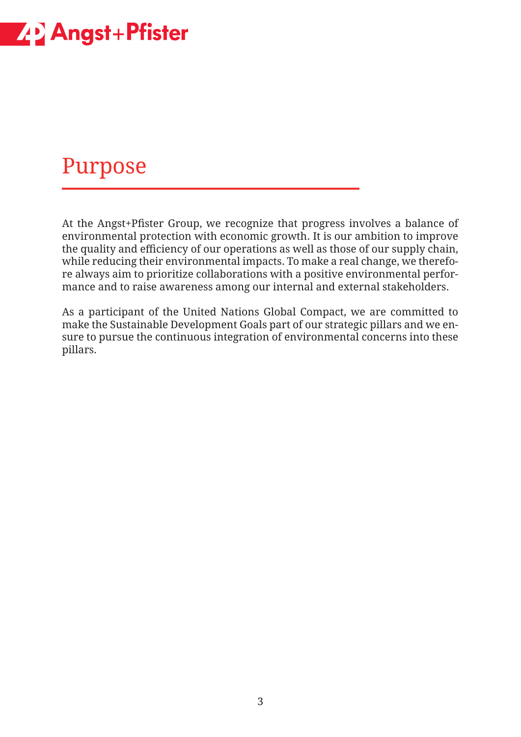# Purpose

At the Angst+Pfister Group, we recognize that progress involves a balance of environmental protection with economic growth. It is our ambition to improve the quality and efficiency of our operations as well as those of our supply chain, while reducing their environmental impacts. To make a real change, we therefore always aim to prioritize collaborations with a positive environmental performance and to raise awareness among our internal and external stakeholders.

As a participant of the United Nations Global Compact, we are committed to make the Sustainable Development Goals part of our strategic pillars and we ensure to pursue the continuous integration of environmental concerns into these pillars.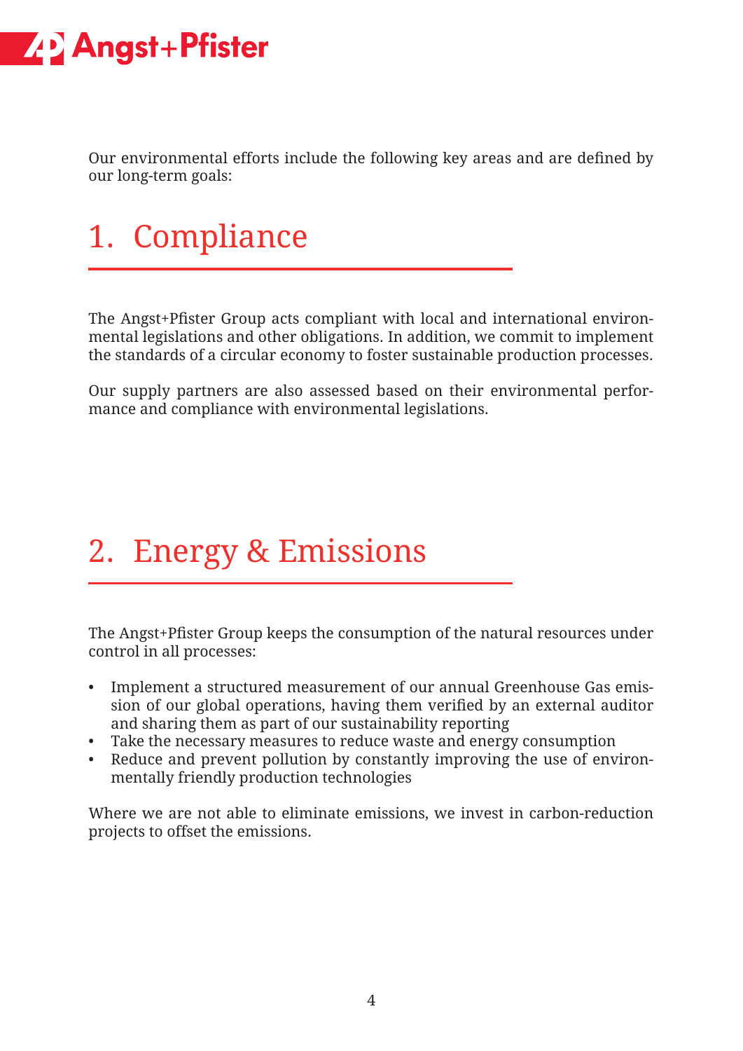Our environmental efforts include the following key areas and are defined by our long-term goals:

# 1. Compliance

The Angst+Pfister Group acts compliant with local and international environmental legislations and other obligations. In addition, we commit to implement the standards of a circular economy to foster sustainable production processes.

Our supply partners are also assessed based on their environmental performance and compliance with environmental legislations.

# 2. Energy & Emissions

The Angst+Pfister Group keeps the consumption of the natural resources under control in all processes:

- Implement a structured measurement of our annual Greenhouse Gas emission of our global operations, having them verified by an external auditor and sharing them as part of our sustainability reporting
- Take the necessary measures to reduce waste and energy consumption
- Reduce and prevent pollution by constantly improving the use of environmentally friendly production technologies

Where we are not able to eliminate emissions, we invest in carbon-reduction projects to offset the emissions.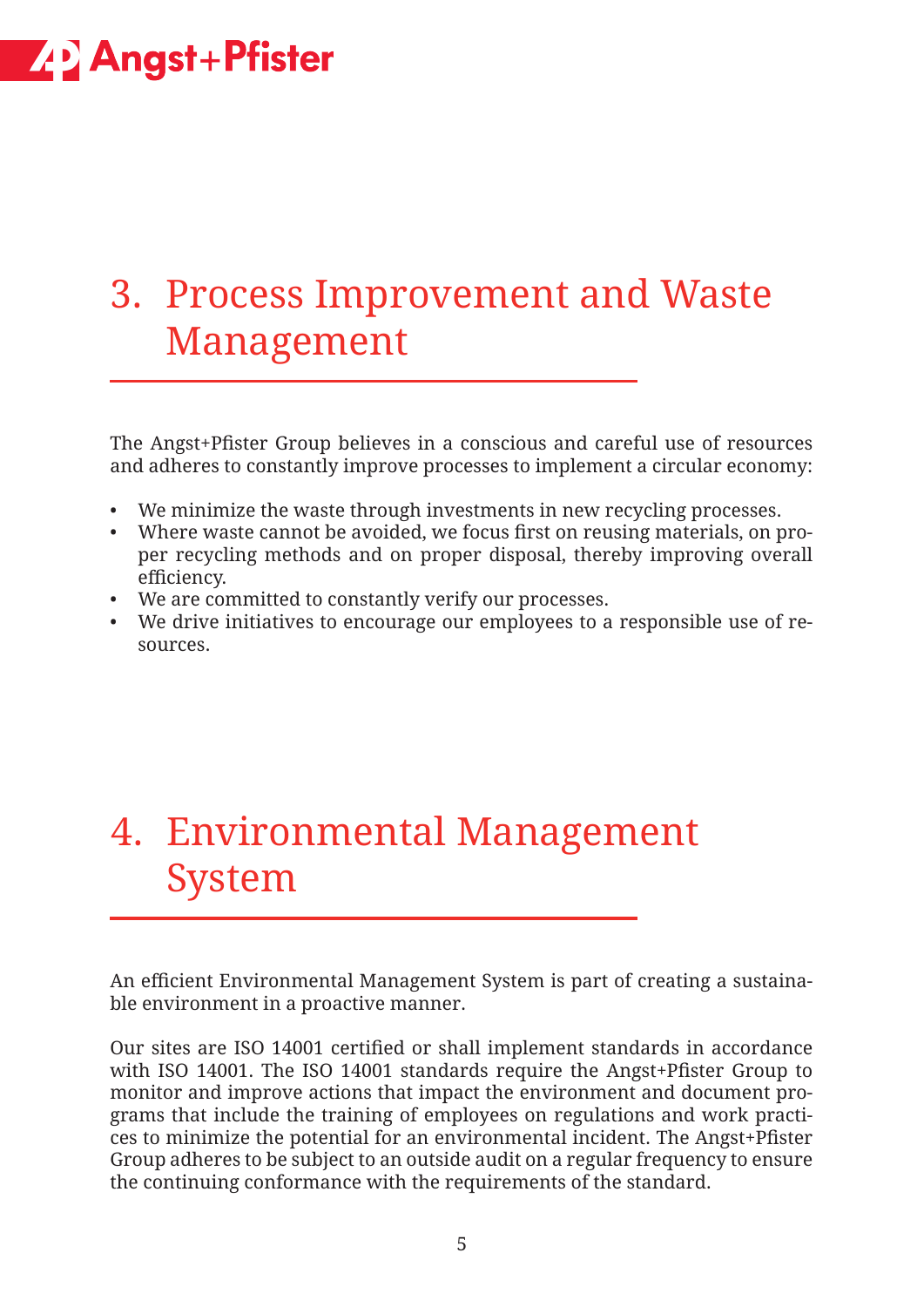## 3. Process Improvement and Waste Management

The Angst+Pfister Group believes in a conscious and careful use of resources and adheres to constantly improve processes to implement a circular economy:

- We minimize the waste through investments in new recycling processes.
- Where waste cannot be avoided, we focus first on reusing materials, on proper recycling methods and on proper disposal, thereby improving overall efficiency.
- We are committed to constantly verify our processes.
- We drive initiatives to encourage our employees to a responsible use of resources.

## 4. Environmental Management System

An efficient Environmental Management System is part of creating a sustainable environment in a proactive manner.

Our sites are ISO 14001 certified or shall implement standards in accordance with ISO 14001. The ISO 14001 standards require the Angst+Pfister Group to monitor and improve actions that impact the environment and document programs that include the training of employees on regulations and work practices to minimize the potential for an environmental incident. The Angst+Pfister Group adheres to be subject to an outside audit on a regular frequency to ensure the continuing conformance with the requirements of the standard.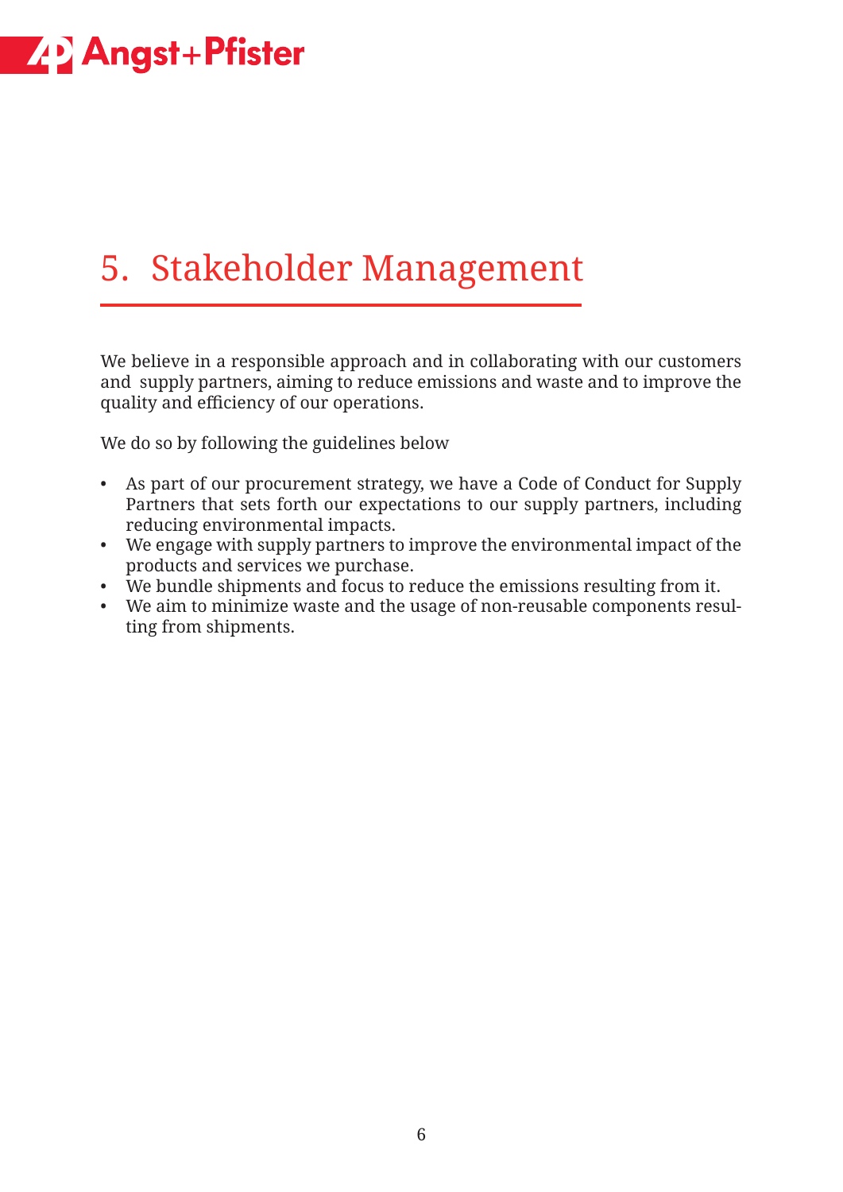# 5. Stakeholder Management

We believe in a responsible approach and in collaborating with our customers and supply partners, aiming to reduce emissions and waste and to improve the quality and efficiency of our operations.

We do so by following the guidelines below

- As part of our procurement strategy, we have a Code of Conduct for Supply Partners that sets forth our expectations to our supply partners, including reducing environmental impacts.
- We engage with supply partners to improve the environmental impact of the products and services we purchase.
- We bundle shipments and focus to reduce the emissions resulting from it.
- We aim to minimize waste and the usage of non-reusable components resulting from shipments.